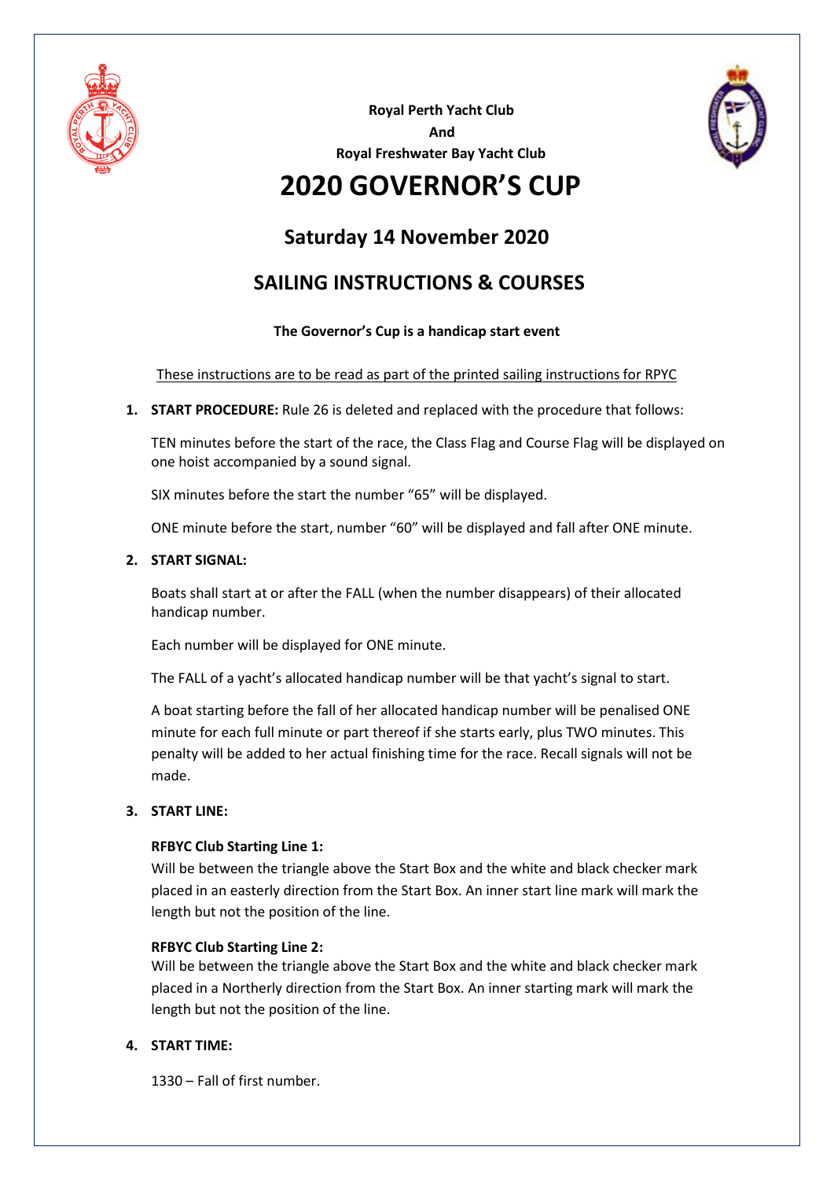**Royal Perth Yacht Club**
**And**
**Royal Freshwater Bay Yacht Club**

# 2020 GOVERNOR'S CUP

## Saturday 14 November 2020

## SAILING INSTRUCTIONS & COURSES

**The Governor's Cup is a handicap start event**

These instructions are to be read as part of the printed sailing instructions for RPYC

1. **START PROCEDURE:** Rule 26 is deleted and replaced with the procedure that follows:

   TEN minutes before the start of the race, the Class Flag and Course Flag will be displayed on one hoist accompanied by a sound signal.

   SIX minutes before the start the number "65" will be displayed.

   ONE minute before the start, number "60" will be displayed and fall after ONE minute.

2. **START SIGNAL:**

   Boats shall start at or after the FALL (when the number disappears) of their allocated handicap number.

   Each number will be displayed for ONE minute.

   The FALL of a yacht's allocated handicap number will be that yacht's signal to start.

   A boat starting before the fall of her allocated handicap number will be penalised ONE minute for each full minute or part thereof if she starts early, plus TWO minutes. This penalty will be added to her actual finishing time for the race. Recall signals will not be made.

3. **START LINE:**

   **RFBYC Club Starting Line 1:**
   Will be between the triangle above the Start Box and the white and black checker mark placed in an easterly direction from the Start Box. An inner start line mark will mark the length but not the position of the line.

   **RFBYC Club Starting Line 2:**
   Will be between the triangle above the Start Box and the white and black checker mark placed in a Northerly direction from the Start Box. An inner starting mark will mark the length but not the position of the line.

4. **START TIME:**

   1330 – Fall of first number.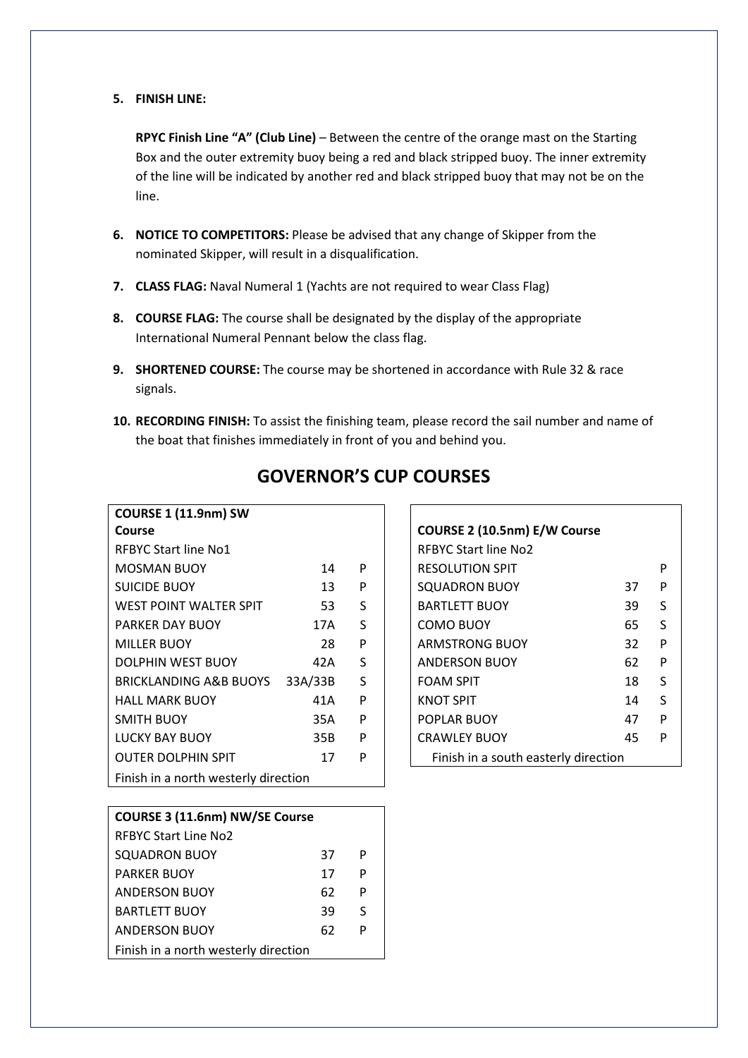5. **FINISH LINE:**

   **RPYC Finish Line "A" (Club Line)** – Between the centre of the orange mast on the Starting Box and the outer extremity buoy being a red and black stripped buoy. The inner extremity of the line will be indicated by another red and black stripped buoy that may not be on the line.

6. **NOTICE TO COMPETITORS:** Please be advised that any change of Skipper from the nominated Skipper, will result in a disqualification.

7. **CLASS FLAG:** Naval Numeral 1 (Yachts are not required to wear Class Flag)

8. **COURSE FLAG:** The course shall be designated by the display of the appropriate International Numeral Pennant below the class flag.

9. **SHORTENED COURSE:** The course may be shortened in accordance with Rule 32 & race signals.

10. **RECORDING FINISH:** To assist the finishing team, please record the sail number and name of the boat that finishes immediately in front of you and behind you.

## GOVERNOR'S CUP COURSES

| **COURSE 1 (11.9nm) SW Course** | | |
|---|---|---|
| RFBYC Start line No1 | | |
| MOSMAN BUOY | 14 | P |
| SUICIDE BUOY | 13 | P |
| WEST POINT WALTER SPIT | 53 | S |
| PARKER DAY BUOY | 17A | S |
| MILLER BUOY | 28 | P |
| DOLPHIN WEST BUOY | 42A | S |
| BRICKLANDING A&B BUOYS | 33A/33B | S |
| HALL MARK BUOY | 41A | P |
| SMITH BUOY | 35A | P |
| LUCKY BAY BUOY | 35B | P |
| OUTER DOLPHIN SPIT | 17 | P |
| Finish in a north westerly direction | | |

| **COURSE 2 (10.5nm) E/W Course** | | |
|---|---|---|
| RFBYC Start line No2 | | |
| RESOLUTION SPIT | | P |
| SQUADRON BUOY | 37 | P |
| BARTLETT BUOY | 39 | S |
| COMO BUOY | 65 | S |
| ARMSTRONG BUOY | 32 | P |
| ANDERSON BUOY | 62 | P |
| FOAM SPIT | 18 | S |
| KNOT SPIT | 14 | S |
| POPLAR BUOY | 47 | P |
| CRAWLEY BUOY | 45 | P |
| Finish in a south easterly direction | | |

| **COURSE 3 (11.6nm) NW/SE Course** | | |
|---|---|---|
| RFBYC Start Line No2 | | |
| SQUADRON BUOY | 37 | P |
| PARKER BUOY | 17 | P |
| ANDERSON BUOY | 62 | P |
| BARTLETT BUOY | 39 | S |
| ANDERSON BUOY | 62 | P |
| Finish in a north westerly direction | | |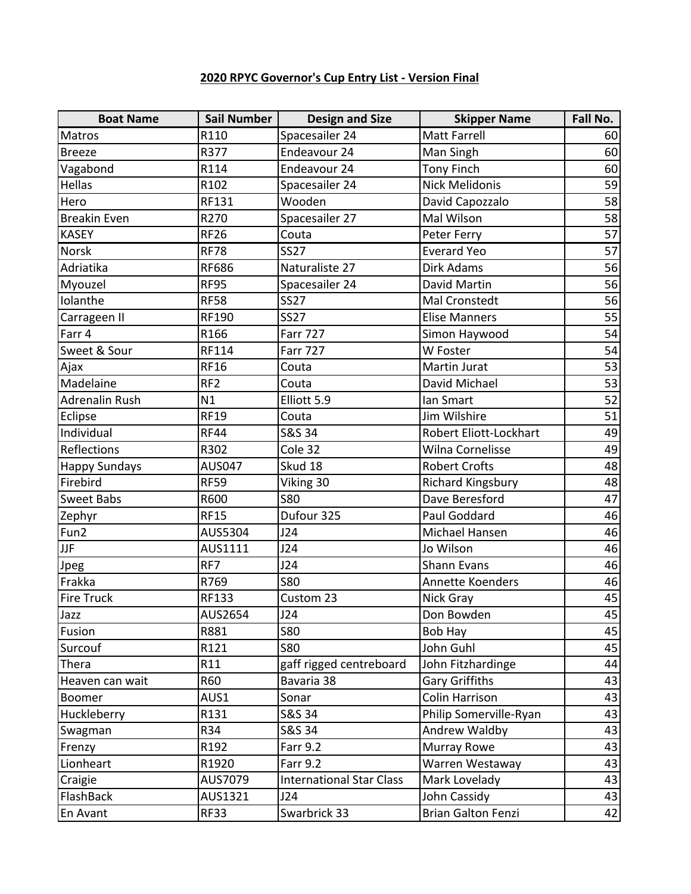**2020 RPYC Governor's Cup Entry List - Version Final**

| Boat Name | Sail Number | Design and Size | Skipper Name | Fall No. |
|---|---|---|---|---|
| Matros | R110 | Spacesailer 24 | Matt Farrell | 60 |
| Breeze | R377 | Endeavour 24 | Man Singh | 60 |
| Vagabond | R114 | Endeavour 24 | Tony Finch | 60 |
| Hellas | R102 | Spacesailer 24 | Nick Melidonis | 59 |
| Hero | RF131 | Wooden | David Capozzalo | 58 |
| Breakin Even | R270 | Spacesailer 27 | Mal Wilson | 58 |
| KASEY | RF26 | Couta | Peter Ferry | 57 |
| Norsk | RF78 | SS27 | Everard Yeo | 57 |
| Adriatika | RF686 | Naturaliste 27 | Dirk Adams | 56 |
| Myouzel | RF95 | Spacesailer 24 | David Martin | 56 |
| Iolanthe | RF58 | SS27 | Mal Cronstedt | 56 |
| Carrageen II | RF190 | SS27 | Elise Manners | 55 |
| Farr 4 | R166 | Farr 727 | Simon Haywood | 54 |
| Sweet & Sour | RF114 | Farr 727 | W Foster | 54 |
| Ajax | RF16 | Couta | Martin Jurat | 53 |
| Madelaine | RF2 | Couta | David Michael | 53 |
| Adrenalin Rush | N1 | Elliott 5.9 | Ian Smart | 52 |
| Eclipse | RF19 | Couta | Jim Wilshire | 51 |
| Individual | RF44 | S&S 34 | Robert Eliott-Lockhart | 49 |
| Reflections | R302 | Cole 32 | Wilna Cornelisse | 49 |
| Happy Sundays | AUS047 | Skud 18 | Robert Crofts | 48 |
| Firebird | RF59 | Viking 30 | Richard Kingsbury | 48 |
| Sweet Babs | R600 | S80 | Dave Beresford | 47 |
| Zephyr | RF15 | Dufour 325 | Paul Goddard | 46 |
| Fun2 | AUS5304 | J24 | Michael Hansen | 46 |
| JJF | AUS1111 | J24 | Jo Wilson | 46 |
| Jpeg | RF7 | J24 | Shann Evans | 46 |
| Frakka | R769 | S80 | Annette Koenders | 46 |
| Fire Truck | RF133 | Custom 23 | Nick Gray | 45 |
| Jazz | AUS2654 | J24 | Don Bowden | 45 |
| Fusion | R881 | S80 | Bob Hay | 45 |
| Surcouf | R121 | S80 | John Guhl | 45 |
| Thera | R11 | gaff rigged centreboard | John Fitzhardinge | 44 |
| Heaven can wait | R60 | Bavaria 38 | Gary Griffiths | 43 |
| Boomer | AUS1 | Sonar | Colin Harrison | 43 |
| Huckleberry | R131 | S&S 34 | Philip Somerville-Ryan | 43 |
| Swagman | R34 | S&S 34 | Andrew Waldby | 43 |
| Frenzy | R192 | Farr 9.2 | Murray Rowe | 43 |
| Lionheart | R1920 | Farr 9.2 | Warren Westaway | 43 |
| Craigie | AUS7079 | International Star Class | Mark Lovelady | 43 |
| FlashBack | AUS1321 | J24 | John Cassidy | 43 |
| En Avant | RF33 | Swarbrick 33 | Brian Galton Fenzi | 42 |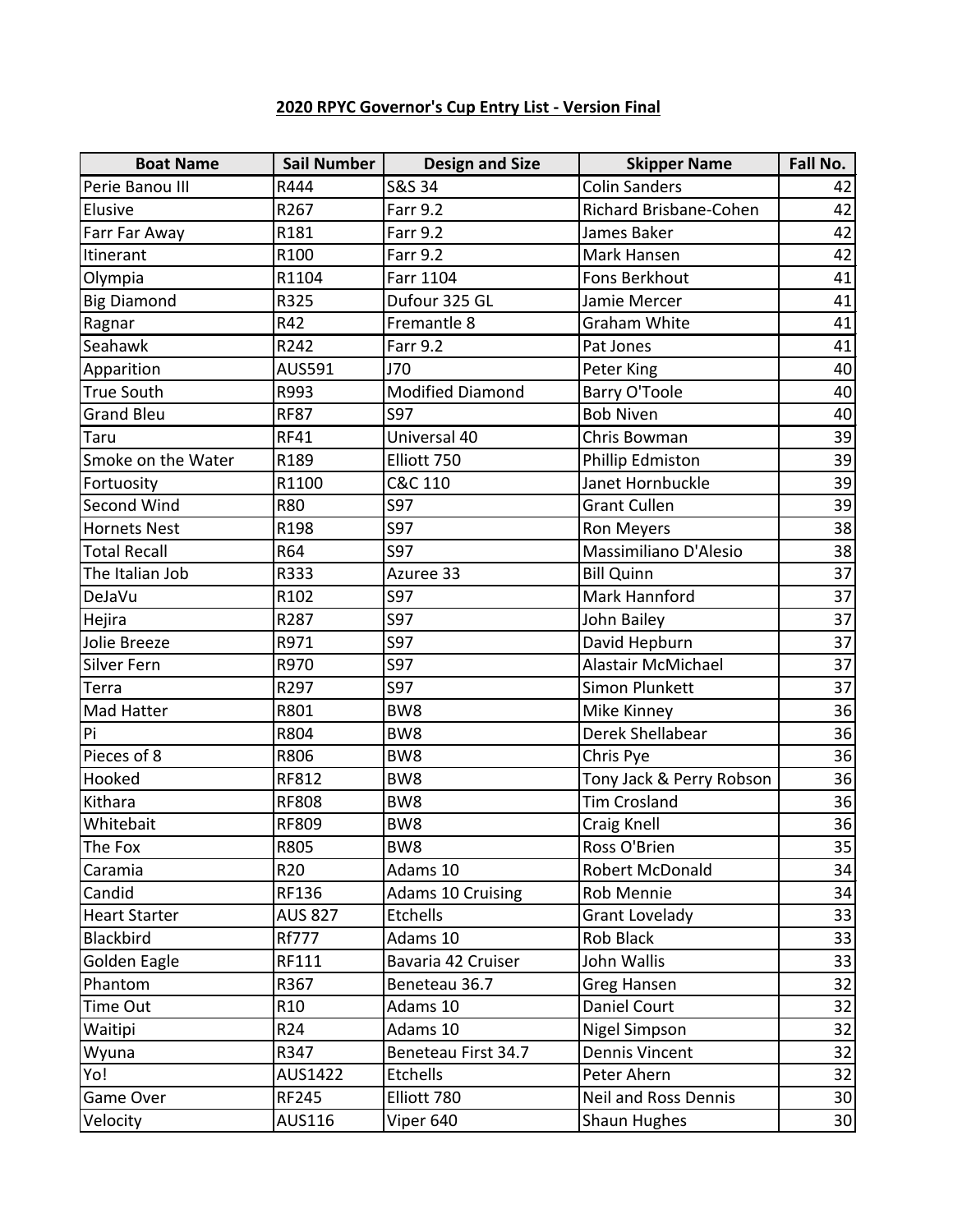**2020 RPYC Governor's Cup Entry List - Version Final**

| Boat Name | Sail Number | Design and Size | Skipper Name | Fall No. |
|---|---|---|---|---|
| Perie Banou III | R444 | S&S 34 | Colin Sanders | 42 |
| Elusive | R267 | Farr 9.2 | Richard Brisbane-Cohen | 42 |
| Farr Far Away | R181 | Farr 9.2 | James Baker | 42 |
| Itinerant | R100 | Farr 9.2 | Mark Hansen | 42 |
| Olympia | R1104 | Farr 1104 | Fons Berkhout | 41 |
| Big Diamond | R325 | Dufour 325 GL | Jamie Mercer | 41 |
| Ragnar | R42 | Fremantle 8 | Graham White | 41 |
| Seahawk | R242 | Farr 9.2 | Pat Jones | 41 |
| Apparition | AUS591 | J70 | Peter King | 40 |
| True South | R993 | Modified Diamond | Barry O'Toole | 40 |
| Grand Bleu | RF87 | S97 | Bob Niven | 40 |
| Taru | RF41 | Universal 40 | Chris Bowman | 39 |
| Smoke on the Water | R189 | Elliott 750 | Phillip Edmiston | 39 |
| Fortuosity | R1100 | C&C 110 | Janet Hornbuckle | 39 |
| Second Wind | R80 | S97 | Grant Cullen | 39 |
| Hornets Nest | R198 | S97 | Ron Meyers | 38 |
| Total Recall | R64 | S97 | Massimiliano D'Alesio | 38 |
| The Italian Job | R333 | Azuree 33 | Bill Quinn | 37 |
| DeJaVu | R102 | S97 | Mark Hannford | 37 |
| Hejira | R287 | S97 | John Bailey | 37 |
| Jolie Breeze | R971 | S97 | David Hepburn | 37 |
| Silver Fern | R970 | S97 | Alastair McMichael | 37 |
| Terra | R297 | S97 | Simon Plunkett | 37 |
| Mad Hatter | R801 | BW8 | Mike Kinney | 36 |
| Pi | R804 | BW8 | Derek Shellabear | 36 |
| Pieces of 8 | R806 | BW8 | Chris Pye | 36 |
| Hooked | RF812 | BW8 | Tony Jack & Perry Robson | 36 |
| Kithara | RF808 | BW8 | Tim Crosland | 36 |
| Whitebait | RF809 | BW8 | Craig Knell | 36 |
| The Fox | R805 | BW8 | Ross O'Brien | 35 |
| Caramia | R20 | Adams 10 | Robert McDonald | 34 |
| Candid | RF136 | Adams 10 Cruising | Rob Mennie | 34 |
| Heart Starter | AUS 827 | Etchells | Grant Lovelady | 33 |
| Blackbird | Rf777 | Adams 10 | Rob Black | 33 |
| Golden Eagle | RF111 | Bavaria 42 Cruiser | John Wallis | 33 |
| Phantom | R367 | Beneteau 36.7 | Greg Hansen | 32 |
| Time Out | R10 | Adams 10 | Daniel Court | 32 |
| Waitipi | R24 | Adams 10 | Nigel Simpson | 32 |
| Wyuna | R347 | Beneteau First 34.7 | Dennis Vincent | 32 |
| Yo! | AUS1422 | Etchells | Peter Ahern | 32 |
| Game Over | RF245 | Elliott 780 | Neil and Ross Dennis | 30 |
| Velocity | AUS116 | Viper 640 | Shaun Hughes | 30 |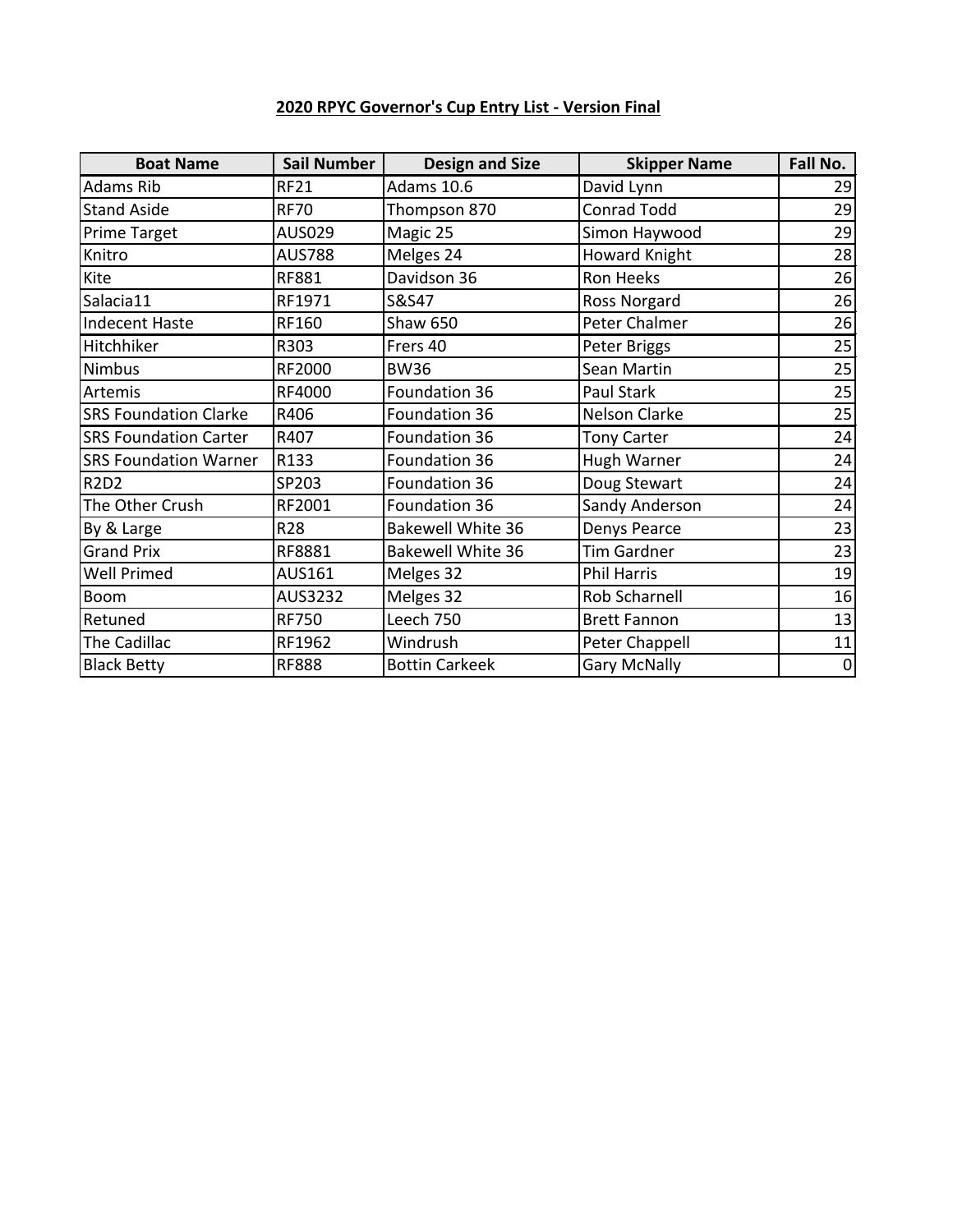**2020 RPYC Governor's Cup Entry List - Version Final**

| Boat Name | Sail Number | Design and Size | Skipper Name | Fall No. |
|---|---|---|---|---|
| Adams Rib | RF21 | Adams 10.6 | David Lynn | 29 |
| Stand Aside | RF70 | Thompson 870 | Conrad Todd | 29 |
| Prime Target | AUS029 | Magic 25 | Simon Haywood | 29 |
| Knitro | AUS788 | Melges 24 | Howard Knight | 28 |
| Kite | RF881 | Davidson 36 | Ron Heeks | 26 |
| Salacia11 | RF1971 | S&S47 | Ross Norgard | 26 |
| Indecent Haste | RF160 | Shaw 650 | Peter Chalmer | 26 |
| Hitchhiker | R303 | Frers 40 | Peter Briggs | 25 |
| Nimbus | RF2000 | BW36 | Sean Martin | 25 |
| Artemis | RF4000 | Foundation 36 | Paul Stark | 25 |
| SRS Foundation Clarke | R406 | Foundation 36 | Nelson Clarke | 25 |
| SRS Foundation Carter | R407 | Foundation 36 | Tony Carter | 24 |
| SRS Foundation Warner | R133 | Foundation 36 | Hugh Warner | 24 |
| R2D2 | SP203 | Foundation 36 | Doug Stewart | 24 |
| The Other Crush | RF2001 | Foundation 36 | Sandy Anderson | 24 |
| By & Large | R28 | Bakewell White 36 | Denys Pearce | 23 |
| Grand Prix | RF8881 | Bakewell White 36 | Tim Gardner | 23 |
| Well Primed | AUS161 | Melges 32 | Phil Harris | 19 |
| Boom | AUS3232 | Melges 32 | Rob Scharnell | 16 |
| Retuned | RF750 | Leech 750 | Brett Fannon | 13 |
| The Cadillac | RF1962 | Windrush | Peter Chappell | 11 |
| Black Betty | RF888 | Bottin Carkeek | Gary McNally | 0 |